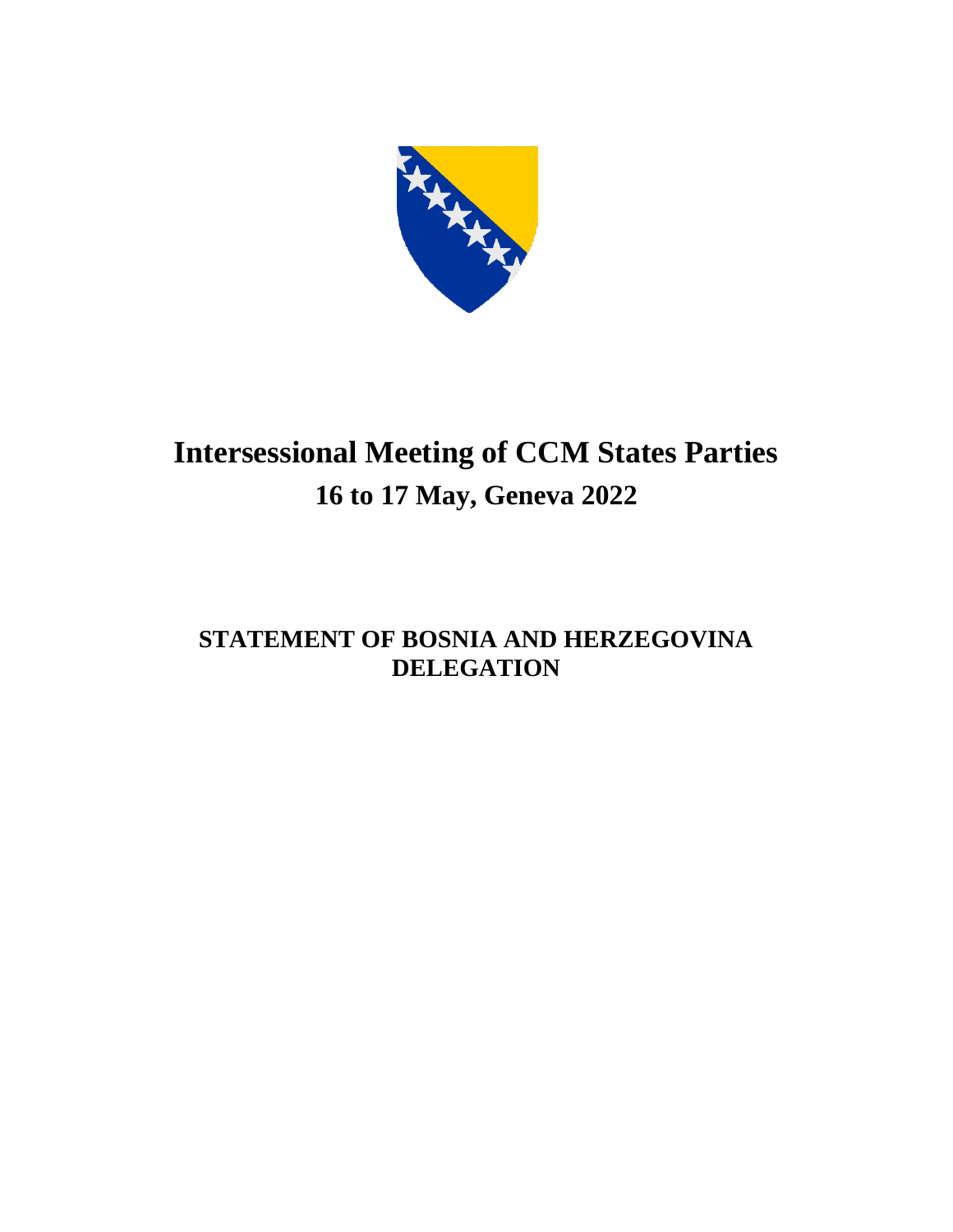# Intersessional Meeting of CCM States Parties

## 16 to 17 May, Geneva 2022

### STATEMENT OF BOSNIA AND HERZEGOVINA DELEGATION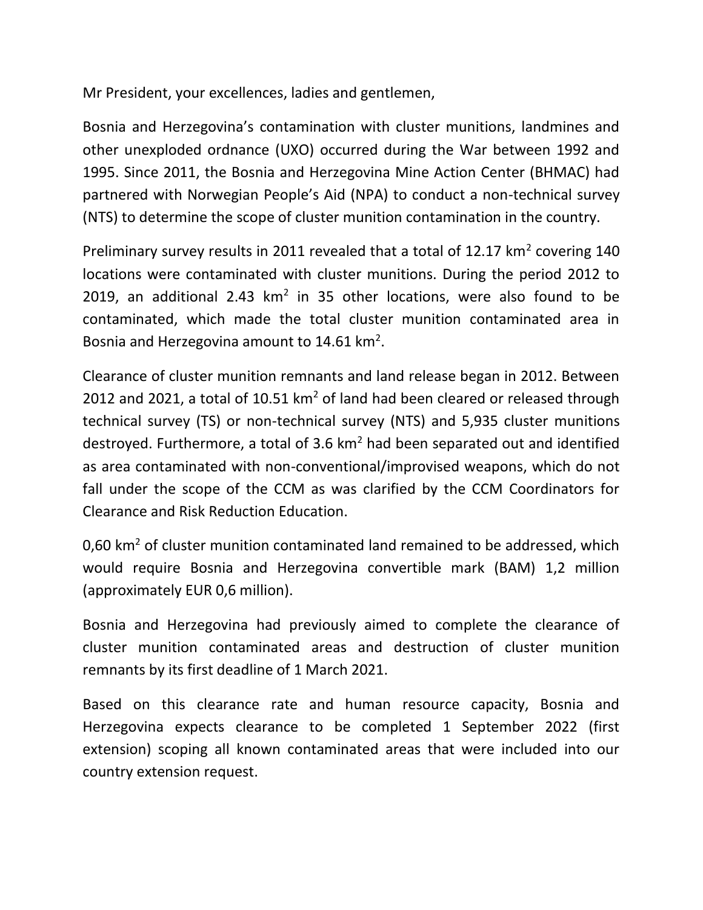Mr President, your excellences, ladies and gentlemen,

Bosnia and Herzegovina's contamination with cluster munitions, landmines and other unexploded ordnance (UXO) occurred during the War between 1992 and 1995. Since 2011, the Bosnia and Herzegovina Mine Action Center (BHMAC) had partnered with Norwegian People's Aid (NPA) to conduct a non-technical survey (NTS) to determine the scope of cluster munition contamination in the country.

Preliminary survey results in 2011 revealed that a total of 12.17 $km^2$ covering 140 locations were contaminated with cluster munitions. During the period 2012 to 2019, an additional 2.43 $km^2$ in 35 other locations, were also found to be contaminated, which made the total cluster munition contaminated area in Bosnia and Herzegovina amount to 14.61 $km^2$.

Clearance of cluster munition remnants and land release began in 2012. Between 2012 and 2021, a total of 10.51 $km^2$ of land had been cleared or released through technical survey (TS) or non-technical survey (NTS) and 5,935 cluster munitions destroyed. Furthermore, a total of 3.6 $km^2$ had been separated out and identified as area contaminated with non-conventional/improvised weapons, which do not fall under the scope of the CCM as was clarified by the CCM Coordinators for Clearance and Risk Reduction Education.

0,60 $km^2$ of cluster munition contaminated land remained to be addressed, which would require Bosnia and Herzegovina convertible mark (BAM) 1,2 million (approximately EUR 0,6 million).

Bosnia and Herzegovina had previously aimed to complete the clearance of cluster munition contaminated areas and destruction of cluster munition remnants by its first deadline of 1 March 2021.

Based on this clearance rate and human resource capacity, Bosnia and Herzegovina expects clearance to be completed 1 September 2022 (first extension) scoping all known contaminated areas that were included into our country extension request.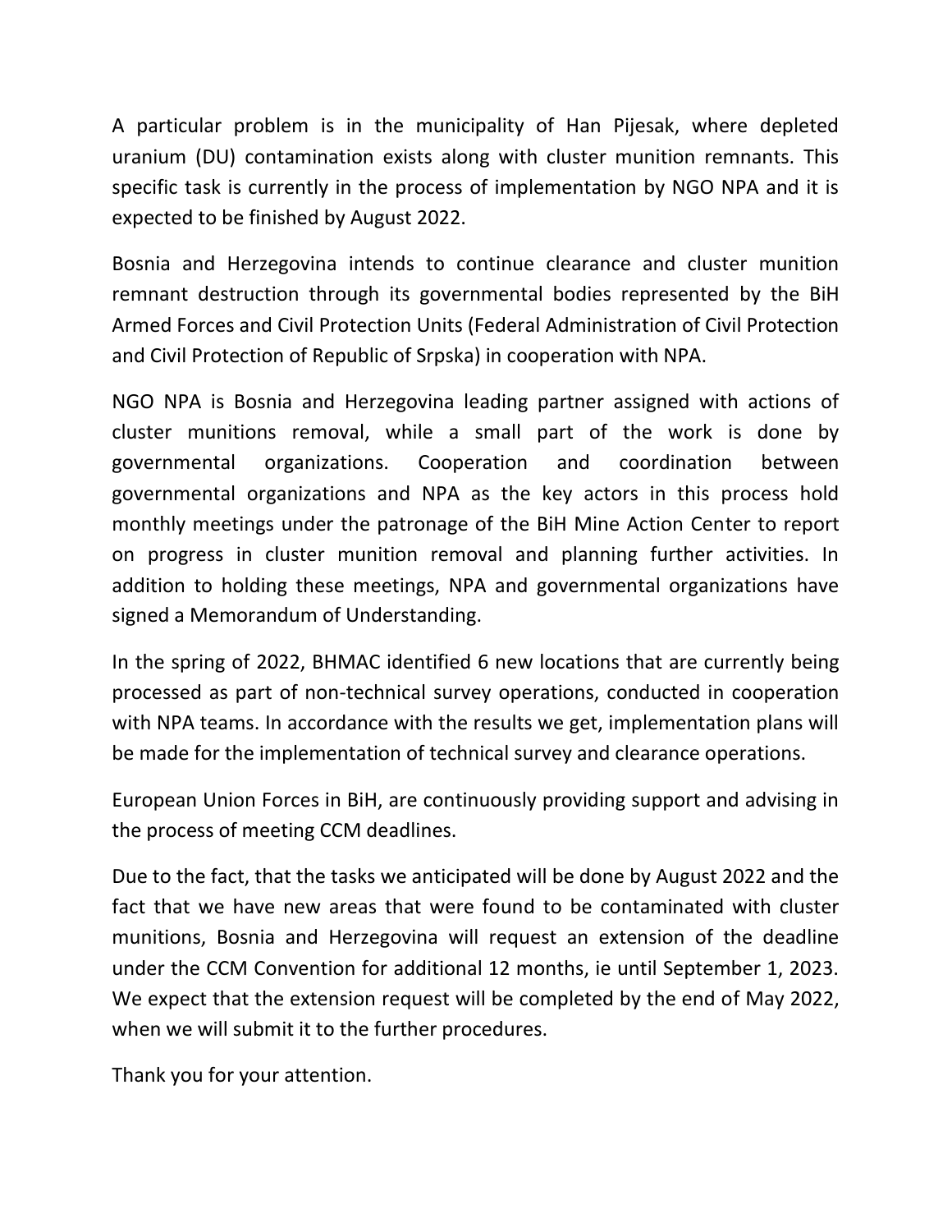A particular problem is in the municipality of Han Pijesak, where depleted uranium (DU) contamination exists along with cluster munition remnants. This specific task is currently in the process of implementation by NGO NPA and it is expected to be finished by August 2022.

Bosnia and Herzegovina intends to continue clearance and cluster munition remnant destruction through its governmental bodies represented by the BiH Armed Forces and Civil Protection Units (Federal Administration of Civil Protection and Civil Protection of Republic of Srpska) in cooperation with NPA.

NGO NPA is Bosnia and Herzegovina leading partner assigned with actions of cluster munitions removal, while a small part of the work is done by governmental organizations. Cooperation and coordination between governmental organizations and NPA as the key actors in this process hold monthly meetings under the patronage of the BiH Mine Action Center to report on progress in cluster munition removal and planning further activities. In addition to holding these meetings, NPA and governmental organizations have signed a Memorandum of Understanding.

In the spring of 2022, BHMAC identified 6 new locations that are currently being processed as part of non-technical survey operations, conducted in cooperation with NPA teams. In accordance with the results we get, implementation plans will be made for the implementation of technical survey and clearance operations.

European Union Forces in BiH, are continuously providing support and advising in the process of meeting CCM deadlines.

Due to the fact, that the tasks we anticipated will be done by August 2022 and the fact that we have new areas that were found to be contaminated with cluster munitions, Bosnia and Herzegovina will request an extension of the deadline under the CCM Convention for additional 12 months, ie until September 1, 2023. We expect that the extension request will be completed by the end of May 2022, when we will submit it to the further procedures.

Thank you for your attention.